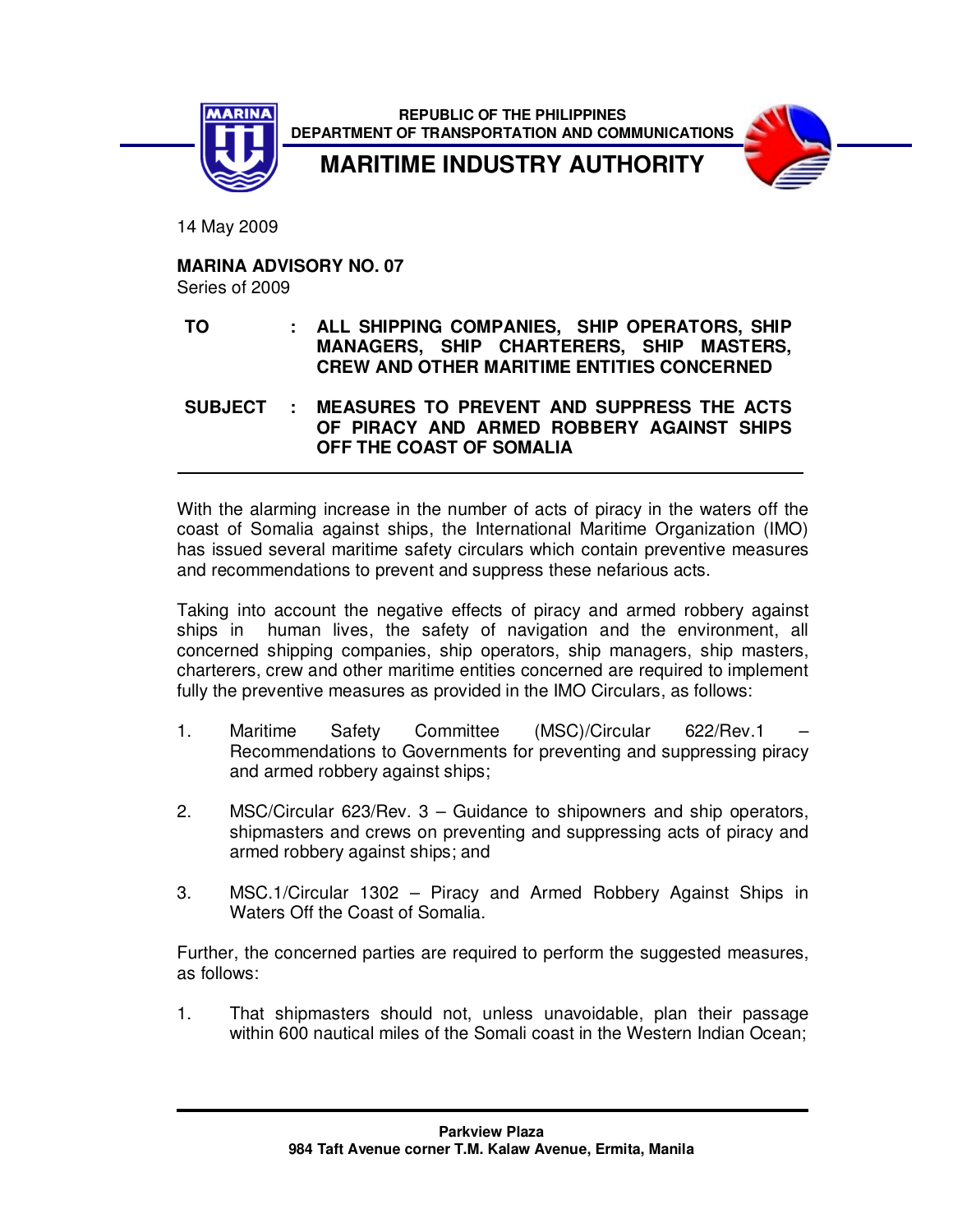**REPUBLIC OF THE PHILIPPINES**
**DEPARTMENT OF TRANSPORTATION AND COMMUNICATIONS**

# MARITIME INDUSTRY AUTHORITY

14 May 2009

**MARINA ADVISORY NO. 07**
Series of 2009

**TO** : **ALL SHIPPING COMPANIES, SHIP OPERATORS, SHIP MANAGERS, SHIP CHARTERERS, SHIP MASTERS, CREW AND OTHER MARITIME ENTITIES CONCERNED**

**SUBJECT** : **MEASURES TO PREVENT AND SUPPRESS THE ACTS OF PIRACY AND ARMED ROBBERY AGAINST SHIPS OFF THE COAST OF SOMALIA**

---

With the alarming increase in the number of acts of piracy in the waters off the coast of Somalia against ships, the International Maritime Organization (IMO) has issued several maritime safety circulars which contain preventive measures and recommendations to prevent and suppress these nefarious acts.

Taking into account the negative effects of piracy and armed robbery against ships in human lives, the safety of navigation and the environment, all concerned shipping companies, ship operators, ship managers, ship masters, charterers, crew and other maritime entities concerned are required to implement fully the preventive measures as provided in the IMO Circulars, as follows:

1. Maritime Safety Committee (MSC)/Circular 622/Rev.1 – Recommendations to Governments for preventing and suppressing piracy and armed robbery against ships;
2. MSC/Circular 623/Rev. 3 – Guidance to shipowners and ship operators, shipmasters and crews on preventing and suppressing acts of piracy and armed robbery against ships; and
3. MSC.1/Circular 1302 – Piracy and Armed Robbery Against Ships in Waters Off the Coast of Somalia.

Further, the concerned parties are required to perform the suggested measures, as follows:

1. That shipmasters should not, unless unavoidable, plan their passage within 600 nautical miles of the Somali coast in the Western Indian Ocean;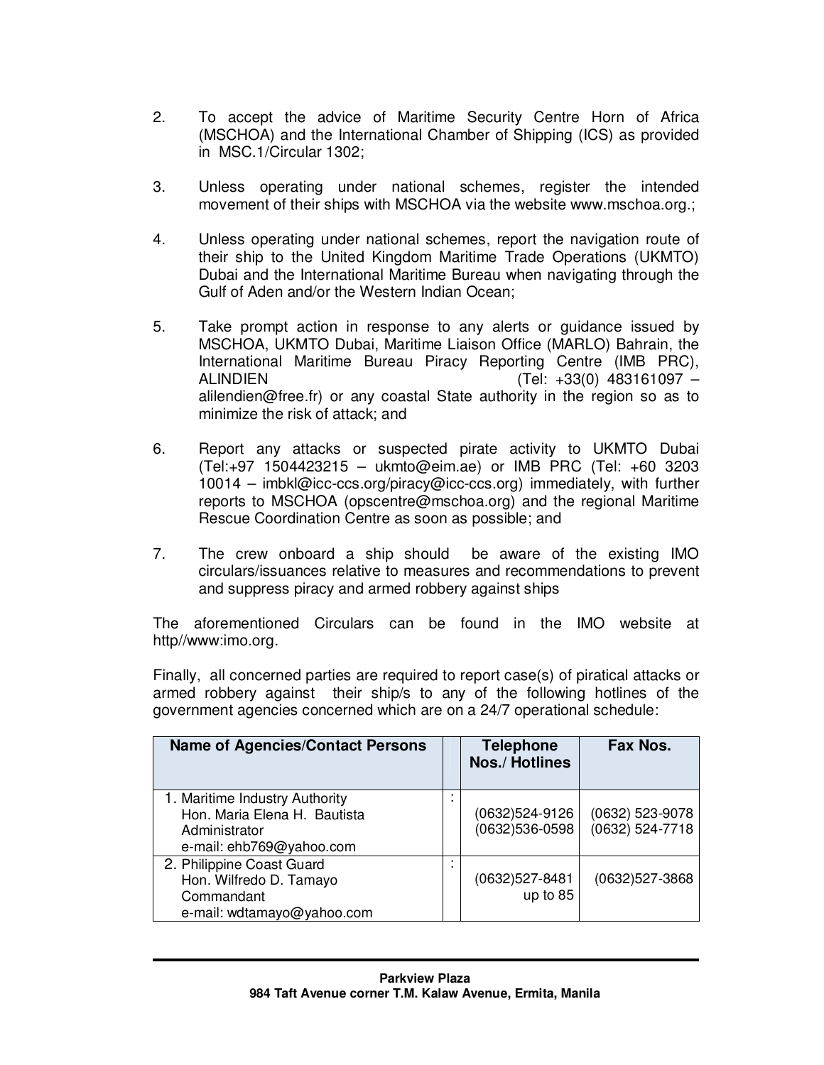2. To accept the advice of Maritime Security Centre Horn of Africa (MSCHOA) and the International Chamber of Shipping (ICS) as provided in MSC.1/Circular 1302;

3. Unless operating under national schemes, register the intended movement of their ships with MSCHOA via the website www.mschoa.org.;

4. Unless operating under national schemes, report the navigation route of their ship to the United Kingdom Maritime Trade Operations (UKMTO) Dubai and the International Maritime Bureau when navigating through the Gulf of Aden and/or the Western Indian Ocean;

5. Take prompt action in response to any alerts or guidance issued by MSCHOA, UKMTO Dubai, Maritime Liaison Office (MARLO) Bahrain, the International Maritime Bureau Piracy Reporting Centre (IMB PRC), ALINDIEN (Tel: +33(0) 483161097 – alilendien@free.fr) or any coastal State authority in the region so as to minimize the risk of attack; and

6. Report any attacks or suspected pirate activity to UKMTO Dubai (Tel:+97 1504423215 – ukmto@eim.ae) or IMB PRC (Tel: +60 3203 10014 – imbkl@icc-ccs.org/piracy@icc-ccs.org) immediately, with further reports to MSCHOA (opscentre@mschoa.org) and the regional Maritime Rescue Coordination Centre as soon as possible; and

7. The crew onboard a ship should be aware of the existing IMO circulars/issuances relative to measures and recommendations to prevent and suppress piracy and armed robbery against ships

The aforementioned Circulars can be found in the IMO website at http//www:imo.org.

Finally, all concerned parties are required to report case(s) of piratical attacks or armed robbery against their ship/s to any of the following hotlines of the government agencies concerned which are on a 24/7 operational schedule:

| Name of Agencies/Contact Persons | | Telephone Nos./ Hotlines | Fax Nos. |
|---|---|---|---|
| 1. Maritime Industry Authority<br>Hon. Maria Elena H. Bautista<br>Administrator<br>e-mail: ehb769@yahoo.com | : | (0632)524-9126<br>(0632)536-0598 | (0632) 523-9078<br>(0632) 524-7718 |
| 2. Philippine Coast Guard<br>Hon. Wilfredo D. Tamayo<br>Commandant<br>e-mail: wdtamayo@yahoo.com | : | (0632)527-8481<br>up to 85 | (0632)527-3868 |

**Parkview Plaza**
**984 Taft Avenue corner T.M. Kalaw Avenue, Ermita, Manila**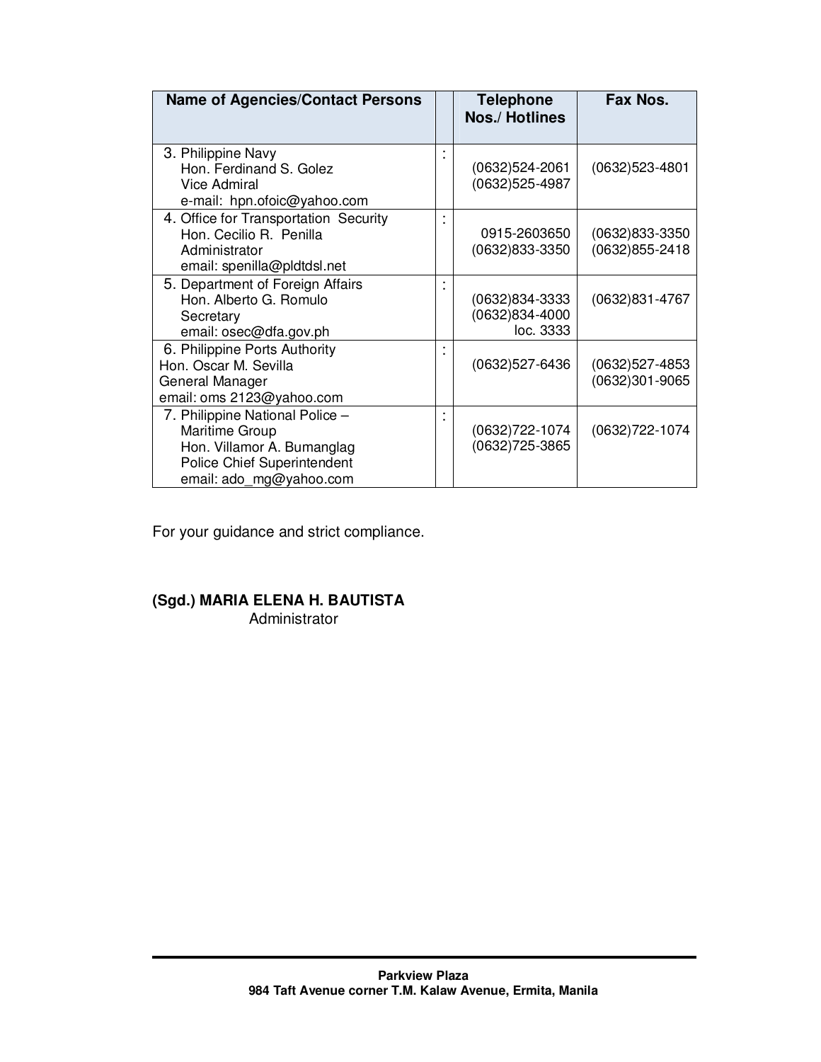| Name of Agencies/Contact Persons | | Telephone Nos./ Hotlines | Fax Nos. |
|---|---|---|---|
| 3. Philippine Navy<br>Hon. Ferdinand S. Golez<br>Vice Admiral<br>e-mail: hpn.ofoic@yahoo.com | : | (0632)524-2061<br>(0632)525-4987 | (0632)523-4801 |
| 4. Office for Transportation Security<br>Hon. Cecilio R. Penilla<br>Administrator<br>email: spenilla@pldtdsl.net | : | 0915-2603650<br>(0632)833-3350 | (0632)833-3350<br>(0632)855-2418 |
| 5. Department of Foreign Affairs<br>Hon. Alberto G. Romulo<br>Secretary<br>email: osec@dfa.gov.ph | : | (0632)834-3333<br>(0632)834-4000<br>loc. 3333 | (0632)831-4767 |
| 6. Philippine Ports Authority<br>Hon. Oscar M. Sevilla<br>General Manager<br>email: oms 2123@yahoo.com | : | (0632)527-6436 | (0632)527-4853<br>(0632)301-9065 |
| 7. Philippine National Police – Maritime Group<br>Hon. Villamor A. Bumanglag<br>Police Chief Superintendent<br>email: ado_mg@yahoo.com | : | (0632)722-1074<br>(0632)725-3865 | (0632)722-1074 |

For your guidance and strict compliance.

**(Sgd.) MARIA ELENA H. BAUTISTA**
Administrator

**Parkview Plaza**
**984 Taft Avenue corner T.M. Kalaw Avenue, Ermita, Manila**